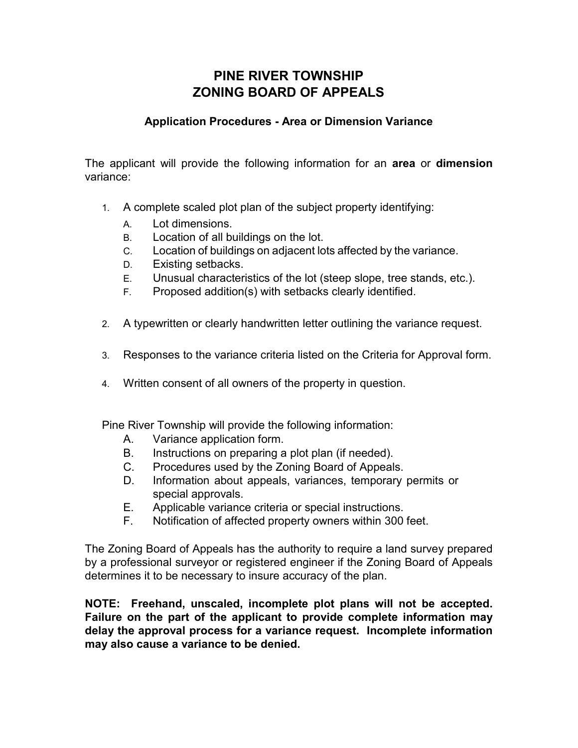# PINE RIVER TOWNSHIP
# ZONING BOARD OF APPEALS

### Application Procedures - Area or Dimension Variance

The applicant will provide the following information for an **area** or **dimension** variance:

1. A complete scaled plot plan of the subject property identifying:
   - A. Lot dimensions.
   - B. Location of all buildings on the lot.
   - C. Location of buildings on adjacent lots affected by the variance.
   - D. Existing setbacks.
   - E. Unusual characteristics of the lot (steep slope, tree stands, etc.).
   - F. Proposed addition(s) with setbacks clearly identified.

2. A typewritten or clearly handwritten letter outlining the variance request.

3. Responses to the variance criteria listed on the Criteria for Approval form.

4. Written consent of all owners of the property in question.

Pine River Township will provide the following information:

- A. Variance application form.
- B. Instructions on preparing a plot plan (if needed).
- C. Procedures used by the Zoning Board of Appeals.
- D. Information about appeals, variances, temporary permits or special approvals.
- E. Applicable variance criteria or special instructions.
- F. Notification of affected property owners within 300 feet.

The Zoning Board of Appeals has the authority to require a land survey prepared by a professional surveyor or registered engineer if the Zoning Board of Appeals determines it to be necessary to insure accuracy of the plan.

**NOTE: Freehand, unscaled, incomplete plot plans will not be accepted. Failure on the part of the applicant to provide complete information may delay the approval process for a variance request. Incomplete information may also cause a variance to be denied.**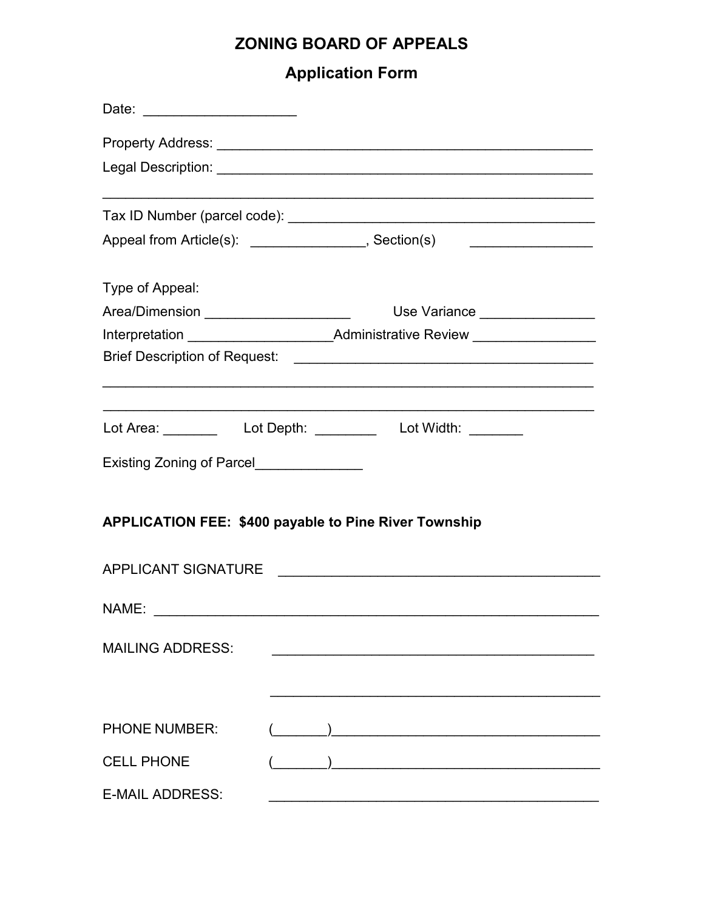# ZONING BOARD OF APPEALS

## Application Form

Date: ____________________

Property Address: ___________________________________________________

Legal Description: ___________________________________________________

______________________________________________________________________

Tax ID Number (parcel code): ___________________________________________

Appeal from Article(s): _______________, Section(s) ________________

Type of Appeal:

Area/Dimension ___________________ Use Variance _______________

Interpretation ___________________ Administrative Review ________________

Brief Description of Request: ________________________________________

______________________________________________________________________

______________________________________________________________________

Lot Area: _______ Lot Depth: ________ Lot Width: _______

Existing Zoning of Parcel______________

**APPLICATION FEE: $400 payable to Pine River Township**

APPLICANT SIGNATURE ___________________________________________

NAME: ____________________________________________________________

MAILING ADDRESS: ___________________________________________

___________________________________________

PHONE NUMBER: (_______)___________________________________

CELL PHONE (_______)___________________________________

E-MAIL ADDRESS: ___________________________________________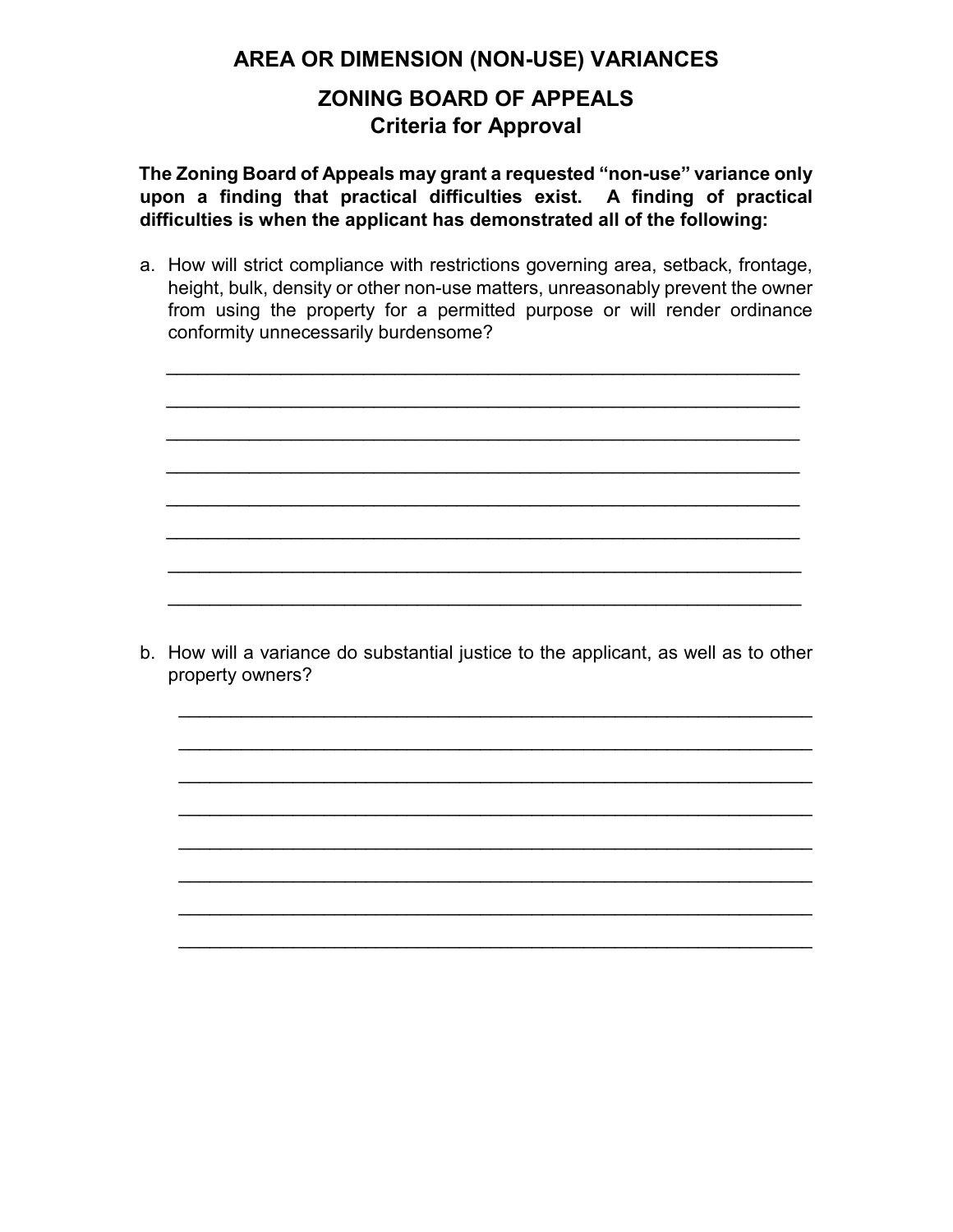# AREA OR DIMENSION (NON-USE) VARIANCES

## ZONING BOARD OF APPEALS
## Criteria for Approval

**The Zoning Board of Appeals may grant a requested "non-use" variance only upon a finding that practical difficulties exist. A finding of practical difficulties is when the applicant has demonstrated all of the following:**

a. How will strict compliance with restrictions governing area, setback, frontage, height, bulk, density or other non-use matters, unreasonably prevent the owner from using the property for a permitted purpose or will render ordinance conformity unnecessarily burdensome?

______________________________________________________________

______________________________________________________________

______________________________________________________________

______________________________________________________________

______________________________________________________________

______________________________________________________________

______________________________________________________________

______________________________________________________________

b. How will a variance do substantial justice to the applicant, as well as to other property owners?

______________________________________________________________

______________________________________________________________

______________________________________________________________

______________________________________________________________

______________________________________________________________

______________________________________________________________

______________________________________________________________

______________________________________________________________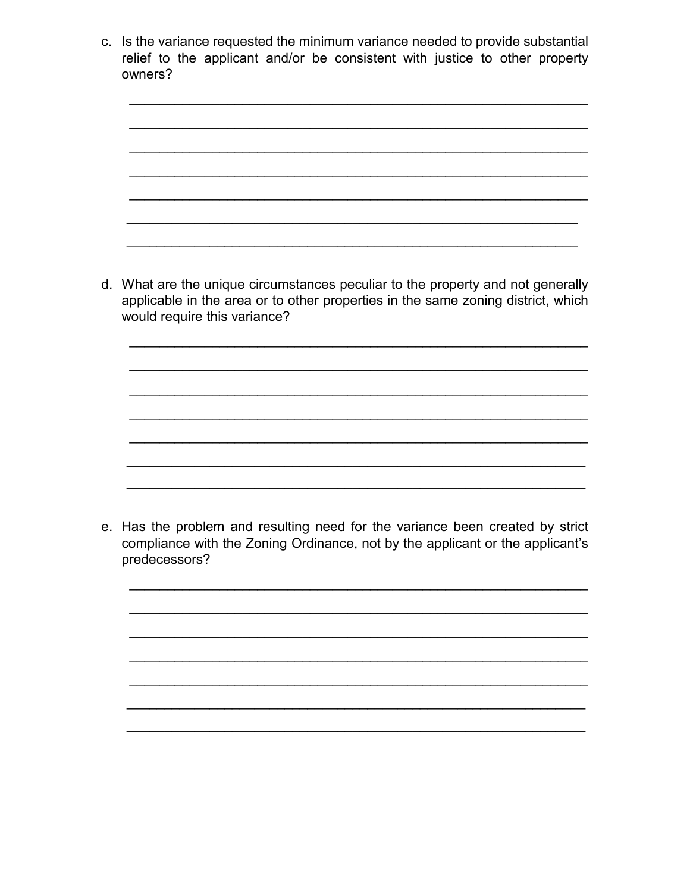c. Is the variance requested the minimum variance needed to provide substantial relief to the applicant and/or be consistent with justice to other property owners?

_______________________________________________________________

_______________________________________________________________

_______________________________________________________________

_______________________________________________________________

_______________________________________________________________

_______________________________________________________________

_______________________________________________________________

d. What are the unique circumstances peculiar to the property and not generally applicable in the area or to other properties in the same zoning district, which would require this variance?

_______________________________________________________________

_______________________________________________________________

_______________________________________________________________

_______________________________________________________________

_______________________________________________________________

_______________________________________________________________

_______________________________________________________________

e. Has the problem and resulting need for the variance been created by strict compliance with the Zoning Ordinance, not by the applicant or the applicant's predecessors?

_______________________________________________________________

_______________________________________________________________

_______________________________________________________________

_______________________________________________________________

_______________________________________________________________

_______________________________________________________________

_______________________________________________________________